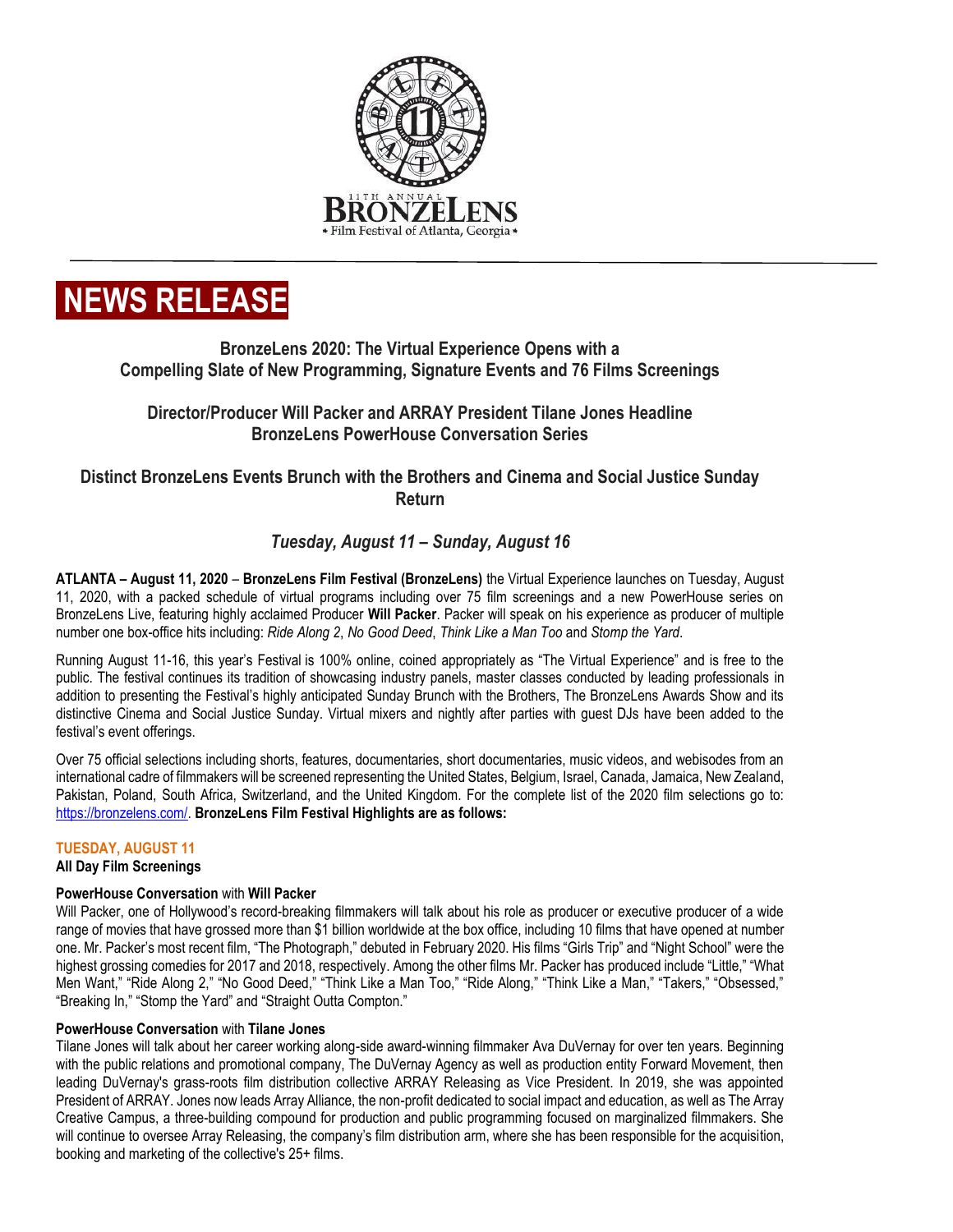11TH ANNUAL BRONZELENS
• Film Festival of Atlanta, Georgia •

# NEWS RELEASE

## BronzeLens 2020: The Virtual Experience Opens with a Compelling Slate of New Programming, Signature Events and 76 Films Screenings

## Director/Producer Will Packer and ARRAY President Tilane Jones Headline BronzeLens PowerHouse Conversation Series

## Distinct BronzeLens Events Brunch with the Brothers and Cinema and Social Justice Sunday Return

### *Tuesday, August 11 – Sunday, August 16*

**ATLANTA – August 11, 2020** – **BronzeLens Film Festival (BronzeLens)** the Virtual Experience launches on Tuesday, August 11, 2020, with a packed schedule of virtual programs including over 75 film screenings and a new PowerHouse series on BronzeLens Live, featuring highly acclaimed Producer **Will Packer**. Packer will speak on his experience as producer of multiple number one box-office hits including: *Ride Along 2*, *No Good Deed*, *Think Like a Man Too* and *Stomp the Yard*.

Running August 11-16, this year's Festival is 100% online, coined appropriately as "The Virtual Experience" and is free to the public. The festival continues its tradition of showcasing industry panels, master classes conducted by leading professionals in addition to presenting the Festival's highly anticipated Sunday Brunch with the Brothers, The BronzeLens Awards Show and its distinctive Cinema and Social Justice Sunday. Virtual mixers and nightly after parties with guest DJs have been added to the festival's event offerings.

Over 75 official selections including shorts, features, documentaries, short documentaries, music videos, and webisodes from an international cadre of filmmakers will be screened representing the United States, Belgium, Israel, Canada, Jamaica, New Zealand, Pakistan, Poland, South Africa, Switzerland, and the United Kingdom. For the complete list of the 2020 film selections go to: https://bronzelens.com/. **BronzeLens Film Festival Highlights are as follows:**

**TUESDAY, AUGUST 11**

**All Day Film Screenings**

**PowerHouse Conversation** with **Will Packer**

Will Packer, one of Hollywood's record-breaking filmmakers will talk about his role as producer or executive producer of a wide range of movies that have grossed more than $1 billion worldwide at the box office, including 10 films that have opened at number one. Mr. Packer's most recent film, "The Photograph," debuted in February 2020. His films "Girls Trip" and "Night School" were the highest grossing comedies for 2017 and 2018, respectively. Among the other films Mr. Packer has produced include "Little," "What Men Want," "Ride Along 2," "No Good Deed," "Think Like a Man Too," "Ride Along," "Think Like a Man," "Takers," "Obsessed," "Breaking In," "Stomp the Yard" and "Straight Outta Compton."

**PowerHouse Conversation** with **Tilane Jones**

Tilane Jones will talk about her career working along-side award-winning filmmaker Ava DuVernay for over ten years. Beginning with the public relations and promotional company, The DuVernay Agency as well as production entity Forward Movement, then leading DuVernay's grass-roots film distribution collective ARRAY Releasing as Vice President. In 2019, she was appointed President of ARRAY. Jones now leads Array Alliance, the non-profit dedicated to social impact and education, as well as The Array Creative Campus, a three-building compound for production and public programming focused on marginalized filmmakers. She will continue to oversee Array Releasing, the company's film distribution arm, where she has been responsible for the acquisition, booking and marketing of the collective's 25+ films.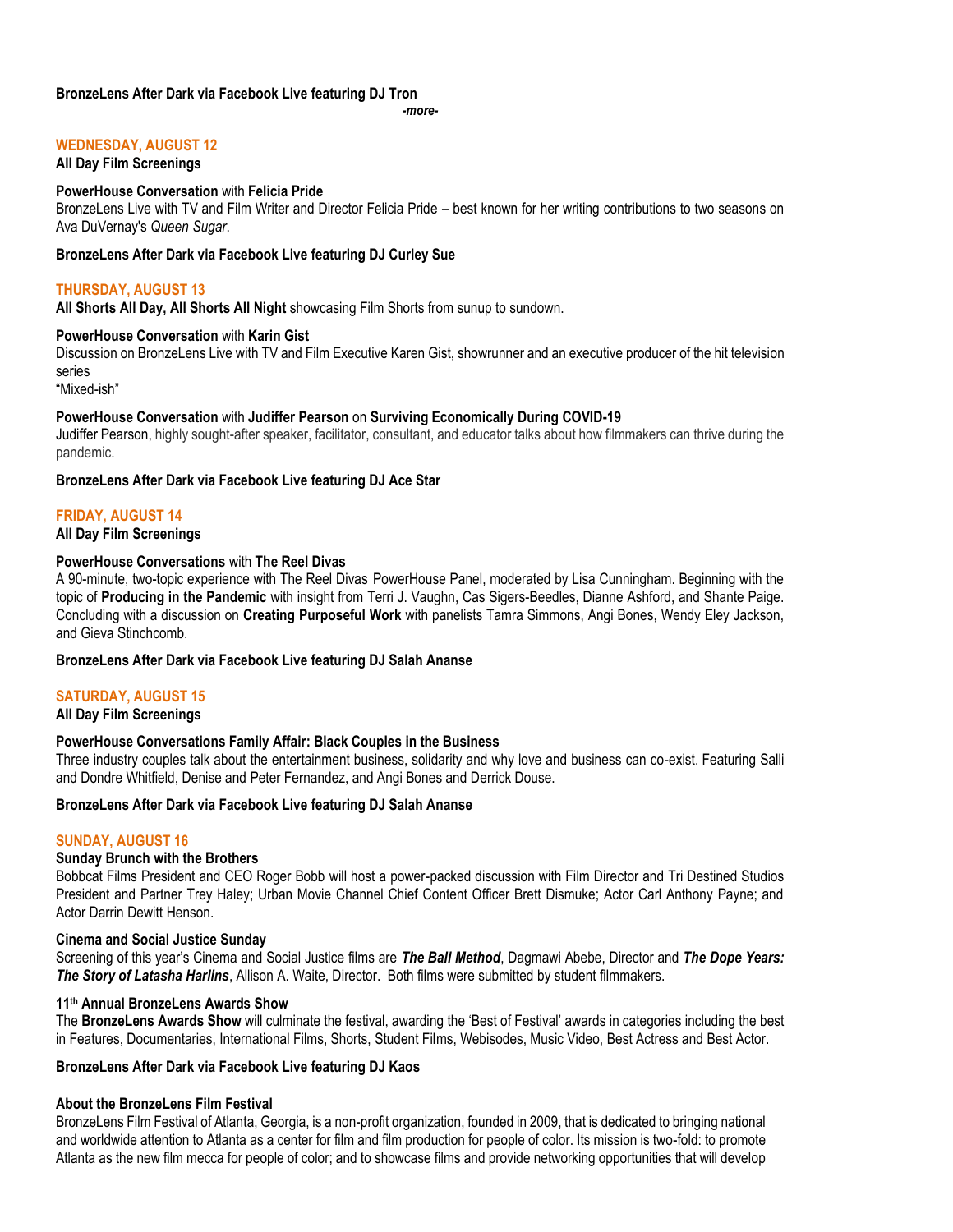**BronzeLens After Dark via Facebook Live featuring DJ Tron**

*-more-*

## WEDNESDAY, AUGUST 12

**All Day Film Screenings**

**PowerHouse Conversation** with **Felicia Pride**
BronzeLens Live with TV and Film Writer and Director Felicia Pride – best known for her writing contributions to two seasons on Ava DuVernay's *Queen Sugar*.

**BronzeLens After Dark via Facebook Live featuring DJ Curley Sue**

## THURSDAY, AUGUST 13

**All Shorts All Day, All Shorts All Night** showcasing Film Shorts from sunup to sundown.

**PowerHouse Conversation** with **Karin Gist**
Discussion on BronzeLens Live with TV and Film Executive Karen Gist, showrunner and an executive producer of the hit television series
"Mixed-ish"

**PowerHouse Conversation** with **Judiffer Pearson** on **Surviving Economically During COVID-19**
Judiffer Pearson, highly sought-after speaker, facilitator, consultant, and educator talks about how filmmakers can thrive during the pandemic.

**BronzeLens After Dark via Facebook Live featuring DJ Ace Star**

## FRIDAY, AUGUST 14

**All Day Film Screenings**

**PowerHouse Conversations** with **The Reel Divas**
A 90-minute, two-topic experience with The Reel Divas PowerHouse Panel, moderated by Lisa Cunningham. Beginning with the topic of **Producing in the Pandemic** with insight from Terri J. Vaughn, Cas Sigers-Beedles, Dianne Ashford, and Shante Paige. Concluding with a discussion on **Creating Purposeful Work** with panelists Tamra Simmons, Angi Bones, Wendy Eley Jackson, and Gieva Stinchcomb.

**BronzeLens After Dark via Facebook Live featuring DJ Salah Ananse**

## SATURDAY, AUGUST 15

**All Day Film Screenings**

**PowerHouse Conversations Family Affair: Black Couples in the Business**
Three industry couples talk about the entertainment business, solidarity and why love and business can co-exist. Featuring Salli and Dondre Whitfield, Denise and Peter Fernandez, and Angi Bones and Derrick Douse.

**BronzeLens After Dark via Facebook Live featuring DJ Salah Ananse**

## SUNDAY, AUGUST 16

**Sunday Brunch with the Brothers**
Bobbcat Films President and CEO Roger Bobb will host a power-packed discussion with Film Director and Tri Destined Studios President and Partner Trey Haley; Urban Movie Channel Chief Content Officer Brett Dismuke; Actor Carl Anthony Payne; and Actor Darrin Dewitt Henson.

**Cinema and Social Justice Sunday**
Screening of this year's Cinema and Social Justice films are ***The Ball Method***, Dagmawi Abebe, Director and ***The Dope Years: The Story of Latasha Harlins***, Allison A. Waite, Director. Both films were submitted by student filmmakers.

**11th Annual BronzeLens Awards Show**
The **BronzeLens Awards Show** will culminate the festival, awarding the 'Best of Festival' awards in categories including the best in Features, Documentaries, International Films, Shorts, Student Films, Webisodes, Music Video, Best Actress and Best Actor.

**BronzeLens After Dark via Facebook Live featuring DJ Kaos**

### About the BronzeLens Film Festival

BronzeLens Film Festival of Atlanta, Georgia, is a non-profit organization, founded in 2009, that is dedicated to bringing national and worldwide attention to Atlanta as a center for film and film production for people of color. Its mission is two-fold: to promote Atlanta as the new film mecca for people of color; and to showcase films and provide networking opportunities that will develop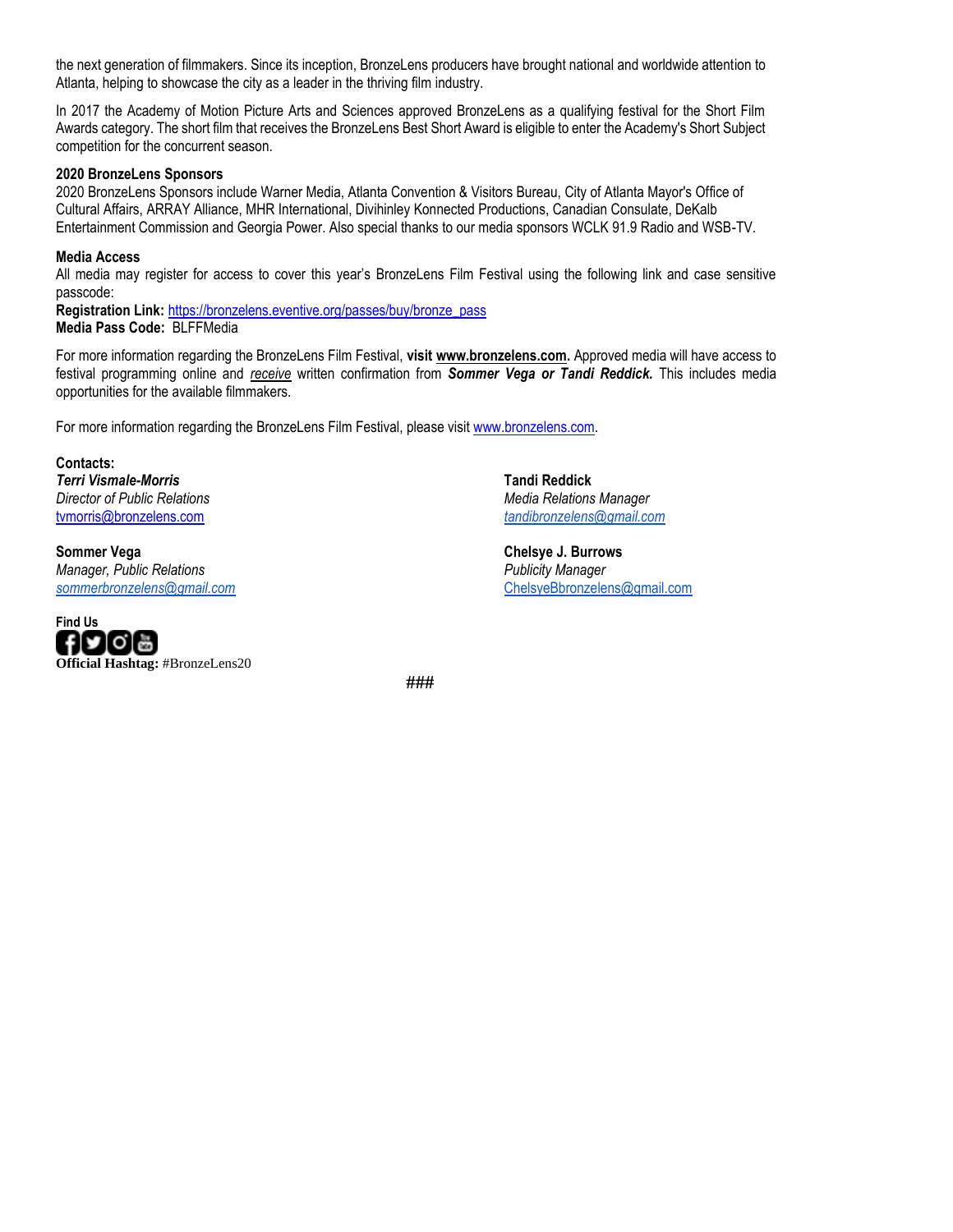the next generation of filmmakers. Since its inception, BronzeLens producers have brought national and worldwide attention to Atlanta, helping to showcase the city as a leader in the thriving film industry.

In 2017 the Academy of Motion Picture Arts and Sciences approved BronzeLens as a qualifying festival for the Short Film Awards category. The short film that receives the BronzeLens Best Short Award is eligible to enter the Academy's Short Subject competition for the concurrent season.

**2020 BronzeLens Sponsors**
2020 BronzeLens Sponsors include Warner Media, Atlanta Convention & Visitors Bureau, City of Atlanta Mayor's Office of Cultural Affairs, ARRAY Alliance, MHR International, Divihinley Konnected Productions, Canadian Consulate, DeKalb Entertainment Commission and Georgia Power. Also special thanks to our media sponsors WCLK 91.9 Radio and WSB-TV.

**Media Access**
All media may register for access to cover this year's BronzeLens Film Festival using the following link and case sensitive passcode:
**Registration Link:** https://bronzelens.eventive.org/passes/buy/bronze_pass
**Media Pass Code:** BLFFMedia

For more information regarding the BronzeLens Film Festival, **visit www.bronzelens.com.** Approved media will have access to festival programming online and *receive* written confirmation from ***Sommer Vega or Tandi Reddick.*** This includes media opportunities for the available filmmakers.

For more information regarding the BronzeLens Film Festival, please visit www.bronzelens.com.

**Contacts:**

***Terri Vismale-Morris***
*Director of Public Relations*
tvmorris@bronzelens.com

**Tandi Reddick**
*Media Relations Manager*
*tandibronzelens@gmail.com*

**Sommer Vega**
*Manager, Public Relations*
*sommerbronzelens@gmail.com*

**Chelsye J. Burrows**
*Publicity Manager*
ChelsyeBbronzelens@gmail.com

**Find Us**

**Official Hashtag:** #BronzeLens20

###